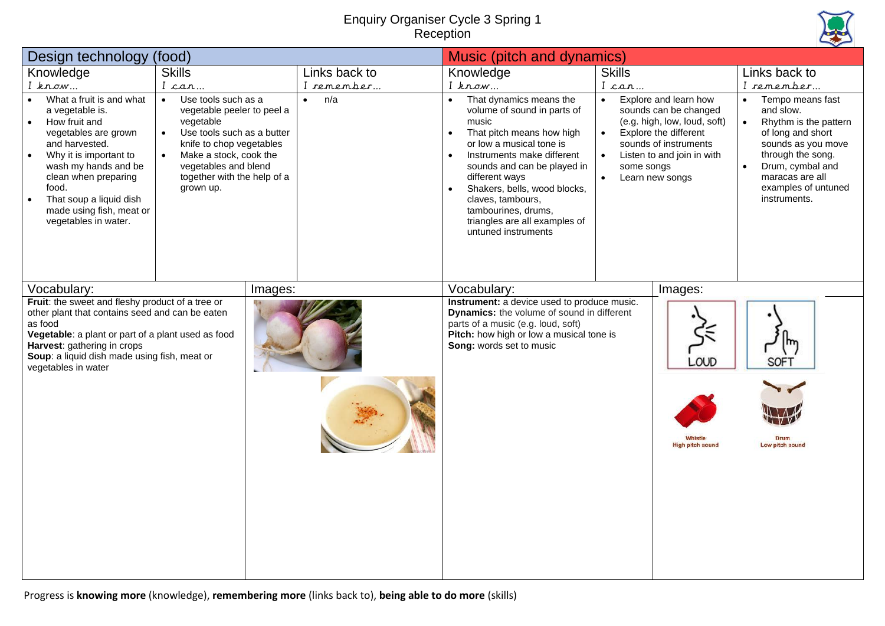# Enquiry Organiser Cycle 3 Spring 1
## Reception

## Design technology (food)

| Knowledge<br>*I know…* | Skills<br>*I can…* | Links back to<br>*I remember…* |
|---|---|---|
| • What a fruit is and what a vegetable is.<br>• How fruit and vegetables are grown and harvested.<br>• Why it is important to wash my hands and be clean when preparing food.<br>• That soup a liquid dish made using fish, meat or vegetables in water. | • Use tools such as a vegetable peeler to peel a vegetable<br>• Use tools such as a butter knife to chop vegetables<br>• Make a stock, cook the vegetables and blend together with the help of a grown up. | • n/a |

**Vocabulary:**

**Fruit**: the sweet and fleshy product of a tree or other plant that contains seed and can be eaten as food
**Vegetable**: a plant or part of a plant used as food
**Harvest**: gathering in crops
**Soup**: a liquid dish made using fish, meat or vegetables in water

**Images:**

## Music (pitch and dynamics)

| Knowledge<br>*I know…* | Skills<br>*I can…* | Links back to<br>*I remember…* |
|---|---|---|
| • That dynamics means the volume of sound in parts of music<br>• That pitch means how high or low a musical tone is<br>• Instruments make different sounds and can be played in different ways<br>• Shakers, bells, wood blocks, claves, tambours, tambourines, drums, triangles are all examples of untuned instruments | • Explore and learn how sounds can be changed (e.g. high, low, loud, soft)<br>• Explore the different sounds of instruments<br>• Listen to and join in with some songs<br>• Learn new songs | • Tempo means fast and slow.<br>• Rhythm is the pattern of long and short sounds as you move through the song.<br>• Drum, cymbal and maracas are all examples of untuned instruments. |

**Vocabulary:**

**Instrument:** a device used to produce music.
**Dynamics:** the volume of sound in different parts of a music (e.g. loud, soft)
**Pitch:** how high or low a musical tone is
**Song:** words set to music

**Images:**

LOUD

SOFT

Whistle
High pitch sound

Drum
Low pitch sound

Progress is **knowing more** (knowledge), **remembering more** (links back to), **being able to do more** (skills)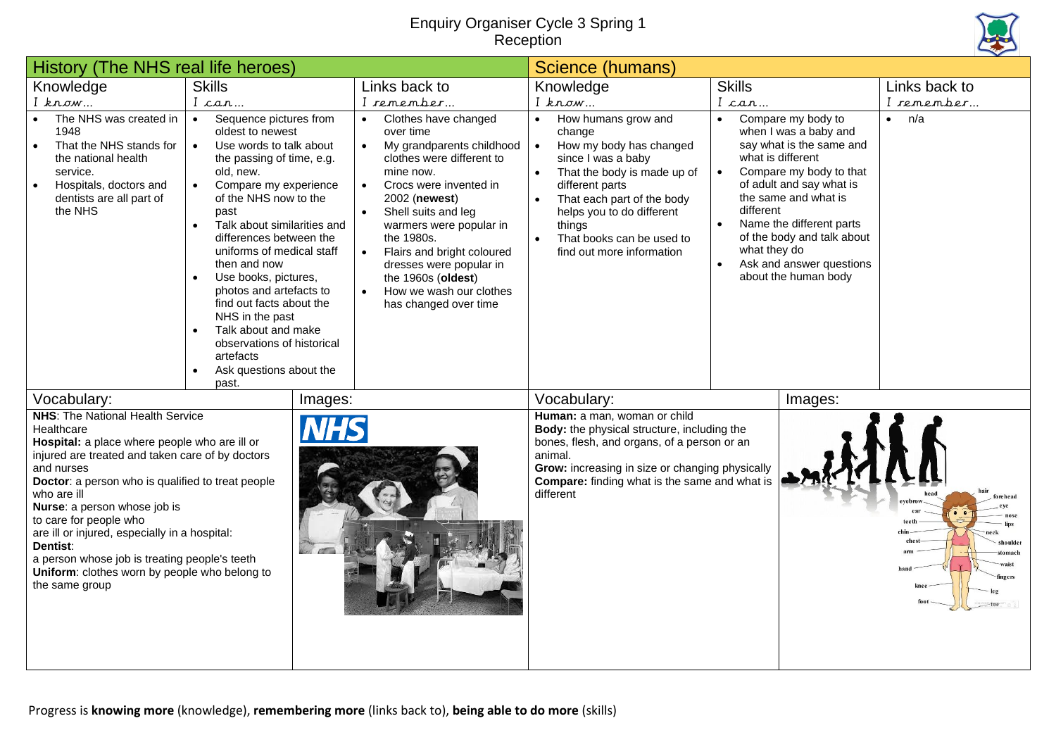# Enquiry Organiser Cycle 3 Spring 1
## Reception

## History (The NHS real life heroes)

| Knowledge<br>*I know…* | Skills<br>*I can…* | Links back to<br>*I remember…* |
|---|---|---|
| • The NHS was created in 1948<br>• That the NHS stands for the national health service.<br>• Hospitals, doctors and dentists are all part of the NHS | • Sequence pictures from oldest to newest<br>• Use words to talk about the passing of time, e.g. old, new.<br>• Compare my experience of the NHS now to the past<br>• Talk about similarities and differences between the uniforms of medical staff then and now<br>• Use books, pictures, photos and artefacts to find out facts about the NHS in the past<br>• Talk about and make observations of historical artefacts<br>• Ask questions about the past. | • Clothes have changed over time<br>• My grandparents childhood clothes were different to mine now.<br>• Crocs were invented in 2002 (**newest**)<br>• Shell suits and leg warmers were popular in the 1980s.<br>• Flairs and bright coloured dresses were popular in the 1960s (**oldest**)<br>• How we wash our clothes has changed over time |

### Vocabulary:

**NHS**: The National Health Service Healthcare
**Hospital:** a place where people who are ill or injured are treated and taken care of by doctors and nurses
**Doctor**: a person who is qualified to treat people who are ill
**Nurse**: a person whose job is to care for people who are ill or injured, especially in a hospital:
**Dentist**: a person whose job is treating people's teeth
**Uniform**: clothes worn by people who belong to the same group

### Images:

NHS

## Science (humans)

| Knowledge<br>*I know…* | Skills<br>*I can…* | Links back to<br>*I remember…* |
|---|---|---|
| • How humans grow and change<br>• How my body has changed since I was a baby<br>• That the body is made up of different parts<br>• That each part of the body helps you to do different things<br>• That books can be used to find out more information | • Compare my body to when I was a baby and say what is the same and what is different<br>• Compare my body to that of adult and say what is the same and what is different<br>• Name the different parts of the body and talk about what they do<br>• Ask and answer questions about the human body | • n/a |

### Vocabulary:

**Human:** a man, woman or child
**Body:** the physical structure, including the bones, flesh, and organs, of a person or an animal.
**Grow:** increasing in size or changing physically
**Compare:** finding what is the same and what is different

### Images:

head, hair, forehead, eyebrow, eye, ear, nose, teeth, lips, chin, neck, chest, shoulder, arm, stomach, waist, hand, fingers, knee, leg, foot, toe

Progress is **knowing more** (knowledge), **remembering more** (links back to), **being able to do more** (skills)